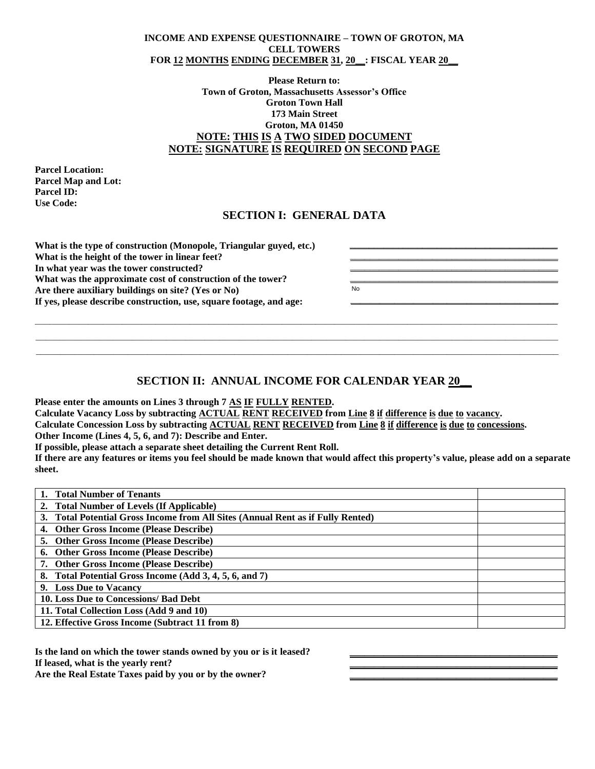**INCOME AND EXPENSE QUESTIONNAIRE – TOWN OF GROTON, MA**
**CELL TOWERS**
**FOR 12 MONTHS ENDING DECEMBER 31, 20__: FISCAL YEAR 20__**

**Please Return to:**
**Town of Groton, Massachusetts Assessor's Office**
**Groton Town Hall**
**173 Main Street**
**Groton, MA 01450**

**NOTE: THIS IS A TWO SIDED DOCUMENT**
**NOTE: SIGNATURE IS REQUIRED ON SECOND PAGE**

**Parcel Location:**
**Parcel Map and Lot:**
**Parcel ID:**
**Use Code:**

## SECTION I: GENERAL DATA

**What is the type of construction (Monopole, Triangular guyed, etc.)** ____________________
**What is the height of the tower in linear feet?** ____________________
**In what year was the tower constructed?** ____________________
**What was the approximate cost of construction of the tower?** ____________________
**Are there auxiliary buildings on site? (Yes or No)** No
**If yes, please describe construction, use, square footage, and age:** ____________________

______________________________________________________________________________
______________________________________________________________________________
______________________________________________________________________________

## SECTION II: ANNUAL INCOME FOR CALENDAR YEAR 20__

**Please enter the amounts on Lines 3 through 7 AS IF FULLY RENTED.**
**Calculate Vacancy Loss by subtracting ACTUAL RENT RECEIVED from Line 8 if difference is due to vacancy.**
**Calculate Concession Loss by subtracting ACTUAL RENT RECEIVED from Line 8 if difference is due to concessions.**
**Other Income (Lines 4, 5, 6, and 7): Describe and Enter.**
**If possible, please attach a separate sheet detailing the Current Rent Roll.**
**If there are any features or items you feel should be made known that would affect this property's value, please add on a separate sheet.**

| Item | Amount |
|---|---|
| 1. Total Number of Tenants | |
| 2. Total Number of Levels (If Applicable) | |
| 3. Total Potential Gross Income from All Sites (Annual Rent as if Fully Rented) | |
| 4. Other Gross Income (Please Describe) | |
| 5. Other Gross Income (Please Describe) | |
| 6. Other Gross Income (Please Describe) | |
| 7. Other Gross Income (Please Describe) | |
| 8. Total Potential Gross Income (Add 3, 4, 5, 6, and 7) | |
| 9. Loss Due to Vacancy | |
| 10. Loss Due to Concessions/ Bad Debt | |
| 11. Total Collection Loss (Add 9 and 10) | |
| 12. Effective Gross Income (Subtract 11 from 8) | |

**Is the land on which the tower stands owned by you or is it leased?** ____________________
**If leased, what is the yearly rent?** ____________________
**Are the Real Estate Taxes paid by you or by the owner?** ____________________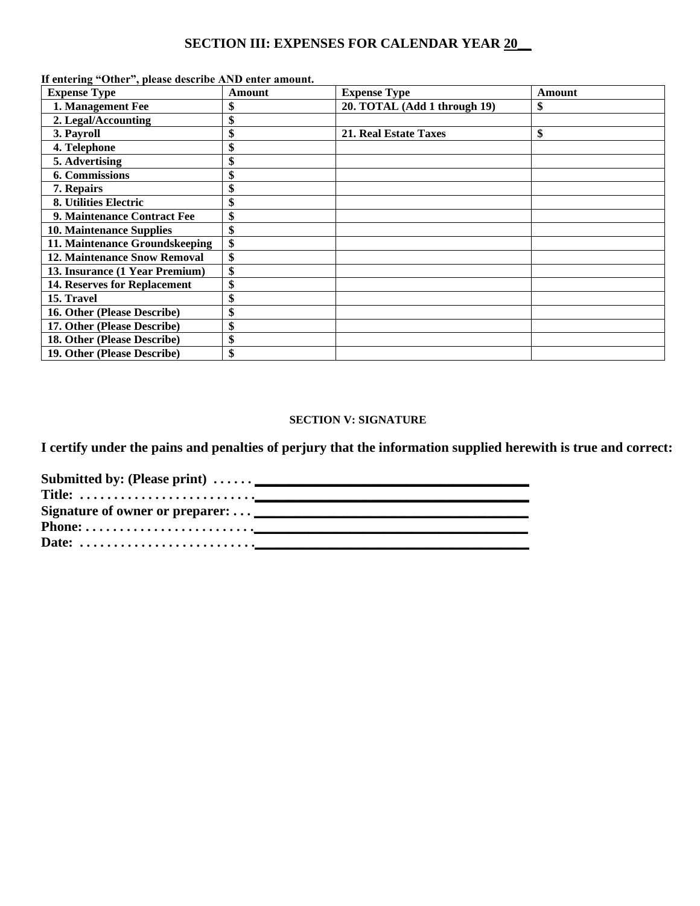## SECTION III: EXPENSES FOR CALENDAR YEAR 20__

**If entering "Other", please describe AND enter amount.**

| Expense Type | Amount | Expense Type | Amount |
|---|---|---|---|
| **1. Management Fee** | $ | **20. TOTAL (Add 1 through 19)** | $ |
| **2. Legal/Accounting** | $ | | |
| **3. Payroll** | $ | **21. Real Estate Taxes** | $ |
| **4. Telephone** | $ | | |
| **5. Advertising** | $ | | |
| **6. Commissions** | $ | | |
| **7. Repairs** | $ | | |
| **8. Utilities Electric** | $ | | |
| **9. Maintenance Contract Fee** | $ | | |
| **10. Maintenance Supplies** | $ | | |
| **11. Maintenance Groundskeeping** | $ | | |
| **12. Maintenance Snow Removal** | $ | | |
| **13. Insurance (1 Year Premium)** | $ | | |
| **14. Reserves for Replacement** | $ | | |
| **15. Travel** | $ | | |
| **16. Other (Please Describe)** | $ | | |
| **17. Other (Please Describe)** | $ | | |
| **18. Other (Please Describe)** | $ | | |
| **19. Other (Please Describe)** | $ | | |

### SECTION V: SIGNATURE

**I certify under the pains and penalties of perjury that the information supplied herewith is true and correct:**

**Submitted by: (Please print)** . . . . . . ______________________________________

**Title:** . . . . . . . . . . . . . . . . . . . . . . . . ______________________________________

**Signature of owner or preparer:** . . . ______________________________________

**Phone:** . . . . . . . . . . . . . . . . . . . . . . . . ______________________________________

**Date:** . . . . . . . . . . . . . . . . . . . . . . . . . ______________________________________